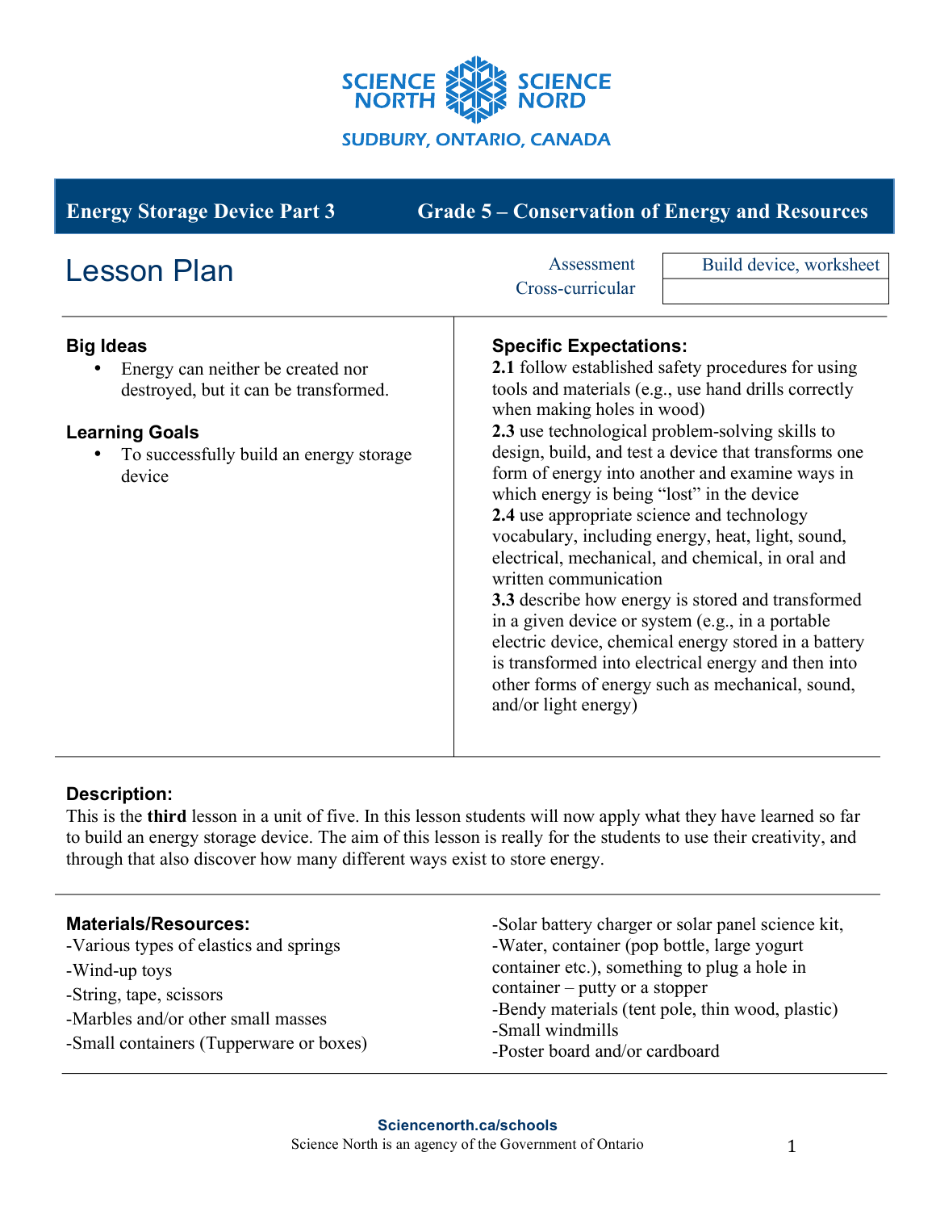SCIENCE NORTH SCIENCE NORD

SUDBURY, ONTARIO, CANADA

**Energy Storage Device Part 3** | **Grade 5 – Conservation of Energy and Resources**

# Lesson Plan

| Assessment | Build device, worksheet |
| --- | --- |
| Cross-curricular | |

## Big Ideas

- Energy can neither be created nor destroyed, but it can be transformed.

## Learning Goals

- To successfully build an energy storage device

## Specific Expectations:

**2.1** follow established safety procedures for using tools and materials (e.g., use hand drills correctly when making holes in wood)

**2.3** use technological problem-solving skills to design, build, and test a device that transforms one form of energy into another and examine ways in which energy is being "lost" in the device

**2.4** use appropriate science and technology vocabulary, including energy, heat, light, sound, electrical, mechanical, and chemical, in oral and written communication

**3.3** describe how energy is stored and transformed in a given device or system (e.g., in a portable electric device, chemical energy stored in a battery is transformed into electrical energy and then into other forms of energy such as mechanical, sound, and/or light energy)

## Description:

This is the **third** lesson in a unit of five. In this lesson students will now apply what they have learned so far to build an energy storage device. The aim of this lesson is really for the students to use their creativity, and through that also discover how many different ways exist to store energy.

## Materials/Resources:

-Various types of elastics and springs
-Wind-up toys
-String, tape, scissors
-Marbles and/or other small masses
-Small containers (Tupperware or boxes)
-Solar battery charger or solar panel science kit,
-Water, container (pop bottle, large yogurt container etc.), something to plug a hole in container – putty or a stopper
-Bendy materials (tent pole, thin wood, plastic)
-Small windmills
-Poster board and/or cardboard

**Sciencenorth.ca/schools**
Science North is an agency of the Government of Ontario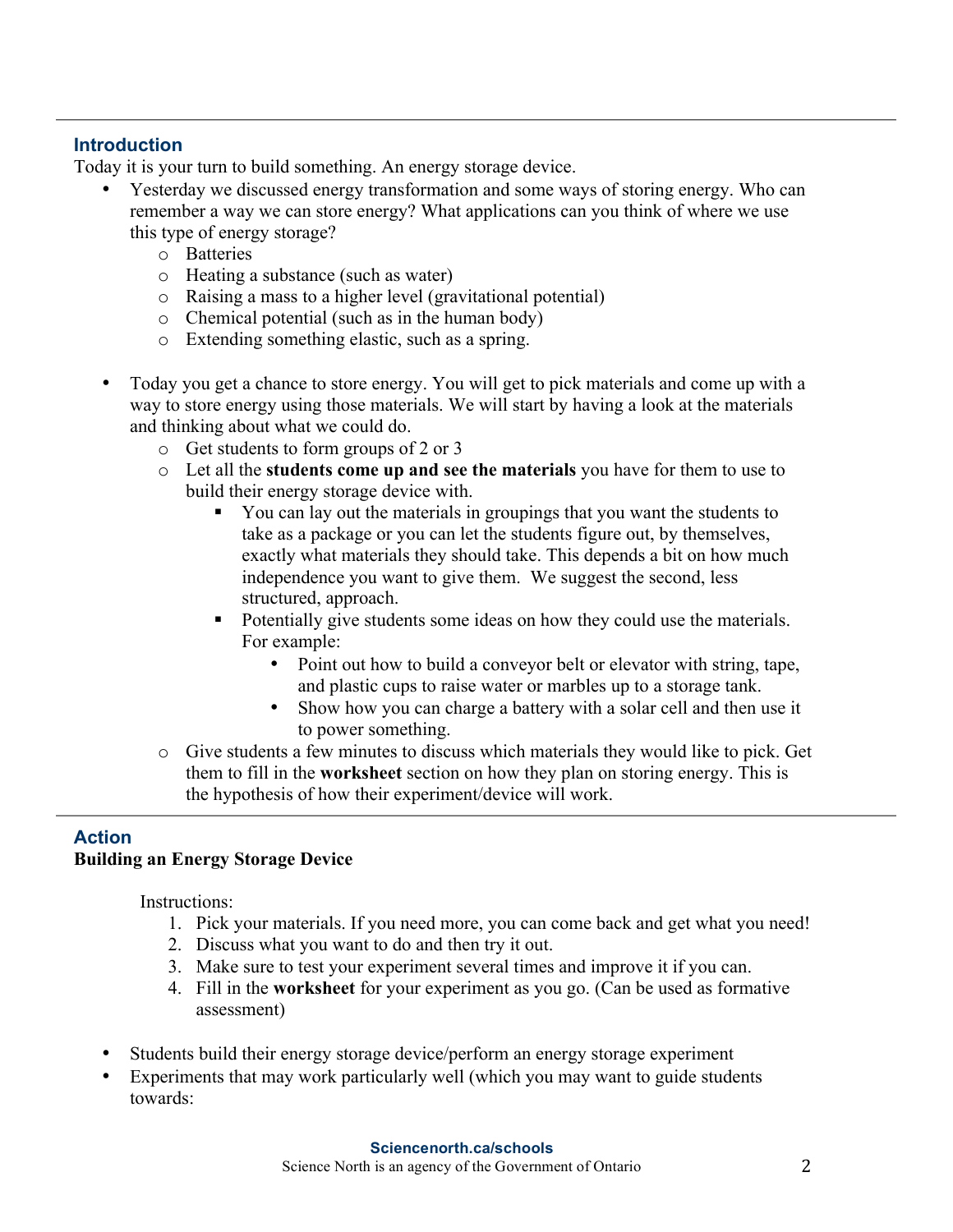## Introduction

Today it is your turn to build something. An energy storage device.

- Yesterday we discussed energy transformation and some ways of storing energy. Who can remember a way we can store energy? What applications can you think of where we use this type of energy storage?
    - Batteries
    - Heating a substance (such as water)
    - Raising a mass to a higher level (gravitational potential)
    - Chemical potential (such as in the human body)
    - Extending something elastic, such as a spring.

- Today you get a chance to store energy. You will get to pick materials and come up with a way to store energy using those materials. We will start by having a look at the materials and thinking about what we could do.
    - Get students to form groups of 2 or 3
    - Let all the **students come up and see the materials** you have for them to use to build their energy storage device with.
        - You can lay out the materials in groupings that you want the students to take as a package or you can let the students figure out, by themselves, exactly what materials they should take. This depends a bit on how much independence you want to give them. We suggest the second, less structured, approach.
        - Potentially give students some ideas on how they could use the materials. For example:
            - Point out how to build a conveyor belt or elevator with string, tape, and plastic cups to raise water or marbles up to a storage tank.
            - Show how you can charge a battery with a solar cell and then use it to power something.
    - Give students a few minutes to discuss which materials they would like to pick. Get them to fill in the **worksheet** section on how they plan on storing energy. This is the hypothesis of how their experiment/device will work.

## Action

**Building an Energy Storage Device**

Instructions:

1. Pick your materials. If you need more, you can come back and get what you need!
2. Discuss what you want to do and then try it out.
3. Make sure to test your experiment several times and improve it if you can.
4. Fill in the **worksheet** for your experiment as you go. (Can be used as formative assessment)

- Students build their energy storage device/perform an energy storage experiment
- Experiments that may work particularly well (which you may want to guide students towards: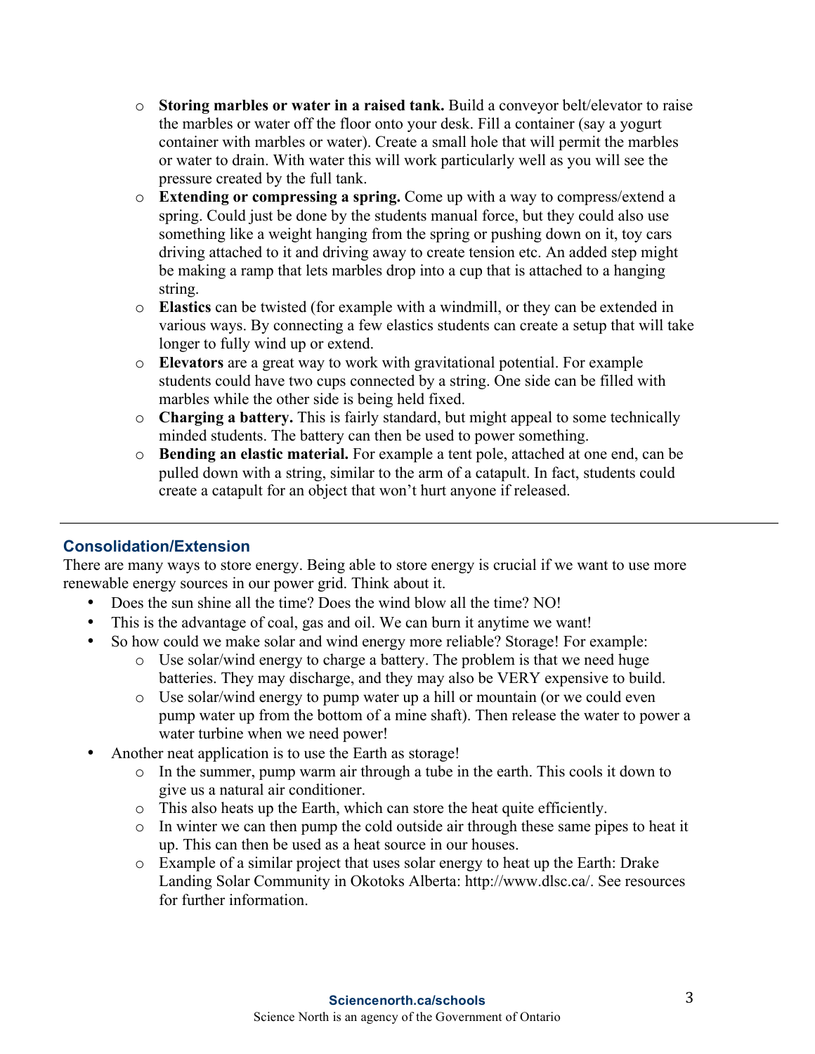- **Storing marbles or water in a raised tank.** Build a conveyor belt/elevator to raise the marbles or water off the floor onto your desk. Fill a container (say a yogurt container with marbles or water). Create a small hole that will permit the marbles or water to drain. With water this will work particularly well as you will see the pressure created by the full tank.
- **Extending or compressing a spring.** Come up with a way to compress/extend a spring. Could just be done by the students manual force, but they could also use something like a weight hanging from the spring or pushing down on it, toy cars driving attached to it and driving away to create tension etc. An added step might be making a ramp that lets marbles drop into a cup that is attached to a hanging string.
- **Elastics** can be twisted (for example with a windmill, or they can be extended in various ways. By connecting a few elastics students can create a setup that will take longer to fully wind up or extend.
- **Elevators** are a great way to work with gravitational potential. For example students could have two cups connected by a string. One side can be filled with marbles while the other side is being held fixed.
- **Charging a battery.** This is fairly standard, but might appeal to some technically minded students. The battery can then be used to power something.
- **Bending an elastic material.** For example a tent pole, attached at one end, can be pulled down with a string, similar to the arm of a catapult. In fact, students could create a catapult for an object that won't hurt anyone if released.

---

## Consolidation/Extension

There are many ways to store energy. Being able to store energy is crucial if we want to use more renewable energy sources in our power grid. Think about it.

- Does the sun shine all the time? Does the wind blow all the time? NO!
- This is the advantage of coal, gas and oil. We can burn it anytime we want!
- So how could we make solar and wind energy more reliable? Storage! For example:
  - Use solar/wind energy to charge a battery. The problem is that we need huge batteries. They may discharge, and they may also be VERY expensive to build.
  - Use solar/wind energy to pump water up a hill or mountain (or we could even pump water up from the bottom of a mine shaft). Then release the water to power a water turbine when we need power!
- Another neat application is to use the Earth as storage!
  - In the summer, pump warm air through a tube in the earth. This cools it down to give us a natural air conditioner.
  - This also heats up the Earth, which can store the heat quite efficiently.
  - In winter we can then pump the cold outside air through these same pipes to heat it up. This can then be used as a heat source in our houses.
  - Example of a similar project that uses solar energy to heat up the Earth: Drake Landing Solar Community in Okotoks Alberta: http://www.dlsc.ca/. See resources for further information.